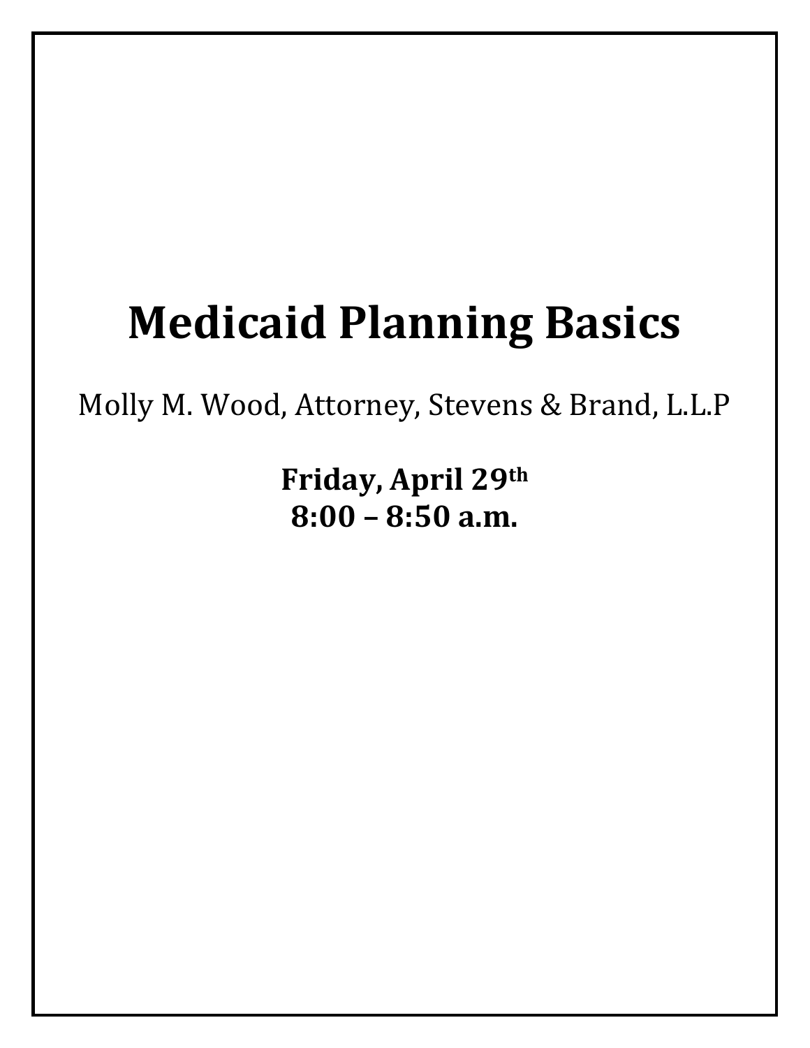# Medicaid Planning Basics

Molly M. Wood, Attorney, Stevens & Brand, L.L.P

**Friday, April 29th**
**8:00 – 8:50 a.m.**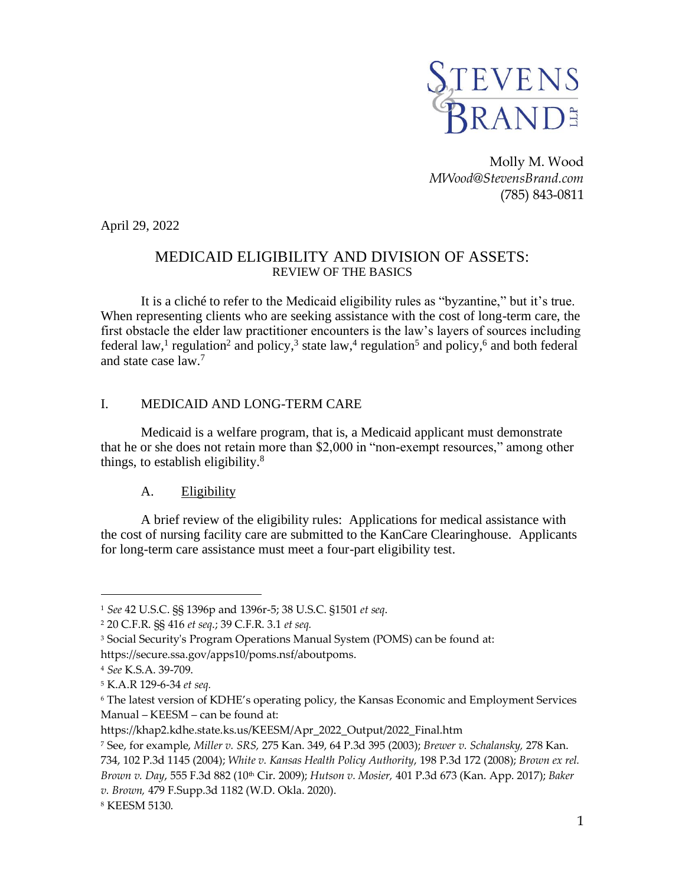Molly M. Wood
*MWood@StevensBrand.com*
(785) 843-0811

April 29, 2022

# MEDICAID ELIGIBILITY AND DIVISION OF ASSETS:
## REVIEW OF THE BASICS

It is a cliché to refer to the Medicaid eligibility rules as "byzantine," but it's true. When representing clients who are seeking assistance with the cost of long-term care, the first obstacle the elder law practitioner encounters is the law's layers of sources including federal law,[1] regulation[2] and policy,[3] state law,[4] regulation[5] and policy,[6] and both federal and state case law.[7]

## I. MEDICAID AND LONG-TERM CARE

Medicaid is a welfare program, that is, a Medicaid applicant must demonstrate that he or she does not retain more than $2,000 in "non-exempt resources," among other things, to establish eligibility.[8]

### A. Eligibility

A brief review of the eligibility rules: Applications for medical assistance with the cost of nursing facility care are submitted to the KanCare Clearinghouse. Applicants for long-term care assistance must meet a four-part eligibility test.

---

[1] *See* 42 U.S.C. §§ 1396p and 1396r-5; 38 U.S.C. §1501 *et seq*.

[2] 20 C.F.R. §§ 416 *et seq*.; 39 C.F.R. 3.1 *et seq.*

[3] Social Security's Program Operations Manual System (POMS) can be found at: https://secure.ssa.gov/apps10/poms.nsf/aboutpoms.

[4] *See* K.S.A. 39-709.

[5] K.A.R 129-6-34 *et seq.*

[6] The latest version of KDHE's operating policy, the Kansas Economic and Employment Services Manual – KEESM – can be found at: https://khap2.kdhe.state.ks.us/KEESM/Apr_2022_Output/2022_Final.htm

[7] See, for example, *Miller v. SRS,* 275 Kan. 349, 64 P.3d 395 (2003); *Brewer v. Schalansky,* 278 Kan. 734, 102 P.3d 1145 (2004); *White v. Kansas Health Policy Authority*, 198 P.3d 172 (2008); *Brown ex rel. Brown v. Day*, 555 F.3d 882 (10th Cir. 2009); *Hutson v. Mosier,* 401 P.3d 673 (Kan. App. 2017); *Baker v. Brown,* 479 F.Supp.3d 1182 (W.D. Okla. 2020).

[8] KEESM 5130.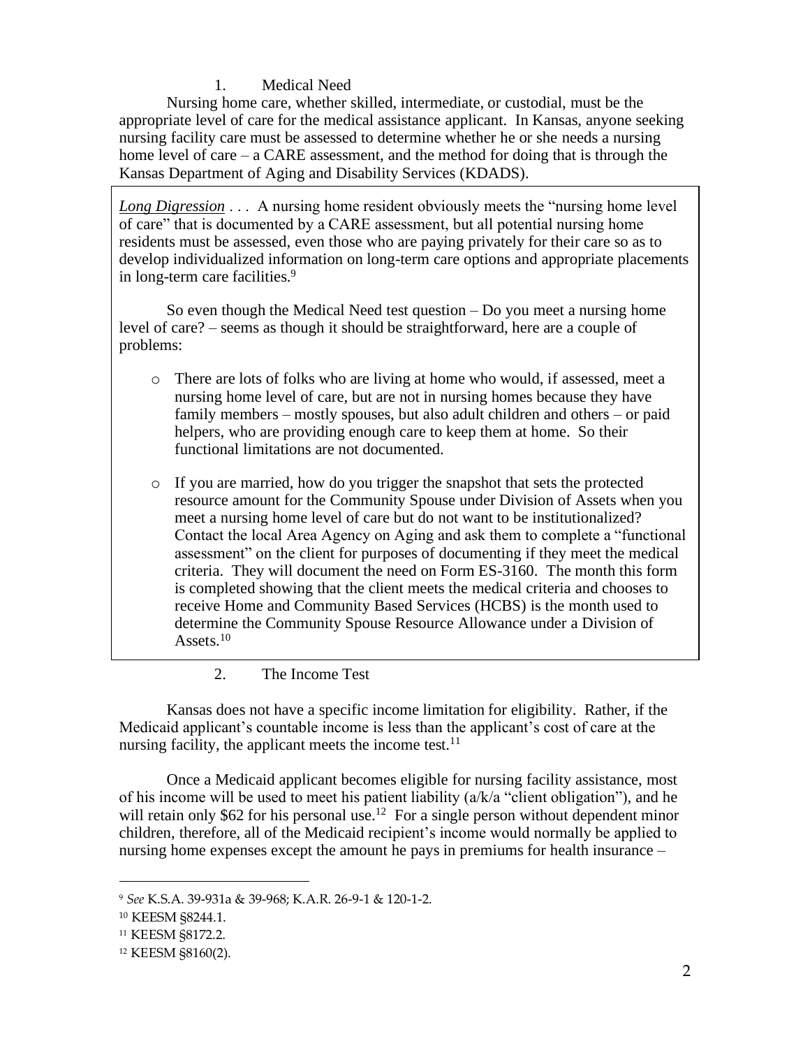1. Medical Need

Nursing home care, whether skilled, intermediate, or custodial, must be the appropriate level of care for the medical assistance applicant. In Kansas, anyone seeking nursing facility care must be assessed to determine whether he or she needs a nursing home level of care – a CARE assessment, and the method for doing that is through the Kansas Department of Aging and Disability Services (KDADS).

> *__Long Digression__* . . . A nursing home resident obviously meets the "nursing home level of care" that is documented by a CARE assessment, but all potential nursing home residents must be assessed, even those who are paying privately for their care so as to develop individualized information on long-term care options and appropriate placements in long-term care facilities.[9]
>
> So even though the Medical Need test question – Do you meet a nursing home level of care? – seems as though it should be straightforward, here are a couple of problems:
>
> - There are lots of folks who are living at home who would, if assessed, meet a nursing home level of care, but are not in nursing homes because they have family members – mostly spouses, but also adult children and others – or paid helpers, who are providing enough care to keep them at home. So their functional limitations are not documented.
>
> - If you are married, how do you trigger the snapshot that sets the protected resource amount for the Community Spouse under Division of Assets when you meet a nursing home level of care but do not want to be institutionalized? Contact the local Area Agency on Aging and ask them to complete a "functional assessment" on the client for purposes of documenting if they meet the medical criteria. They will document the need on Form ES-3160. The month this form is completed showing that the client meets the medical criteria and chooses to receive Home and Community Based Services (HCBS) is the month used to determine the Community Spouse Resource Allowance under a Division of Assets.[10]

2. The Income Test

Kansas does not have a specific income limitation for eligibility. Rather, if the Medicaid applicant's countable income is less than the applicant's cost of care at the nursing facility, the applicant meets the income test.[11]

Once a Medicaid applicant becomes eligible for nursing facility assistance, most of his income will be used to meet his patient liability (a/k/a "client obligation"), and he will retain only $62 for his personal use.[12] For a single person without dependent minor children, therefore, all of the Medicaid recipient's income would normally be applied to nursing home expenses except the amount he pays in premiums for health insurance –

---

[9] *See* K.S.A. 39-931a & 39-968; K.A.R. 26-9-1 & 120-1-2.

[10] KEESM §8244.1.

[11] KEESM §8172.2.

[12] KEESM §8160(2).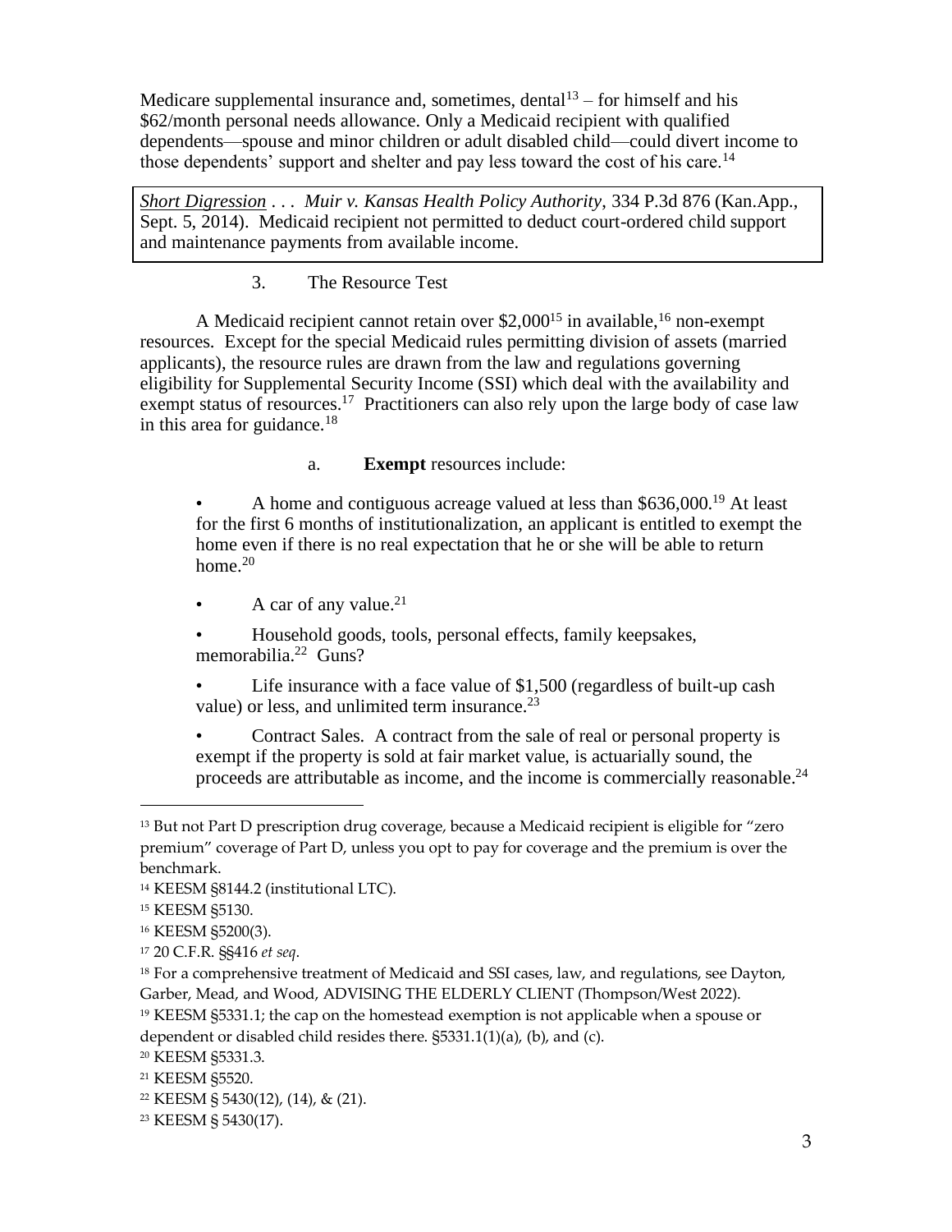Medicare supplemental insurance and, sometimes, dental[13] – for himself and his $62/month personal needs allowance. Only a Medicaid recipient with qualified dependents—spouse and minor children or adult disabled child—could divert income to those dependents' support and shelter and pay less toward the cost of his care.[14]

> <u>Short Digression</u> . . . *Muir v. Kansas Health Policy Authority*, 334 P.3d 876 (Kan.App., Sept. 5, 2014). Medicaid recipient not permitted to deduct court-ordered child support and maintenance payments from available income.

### 3. The Resource Test

A Medicaid recipient cannot retain over $2,000[15] in available,[16] non-exempt resources. Except for the special Medicaid rules permitting division of assets (married applicants), the resource rules are drawn from the law and regulations governing eligibility for Supplemental Security Income (SSI) which deal with the availability and exempt status of resources.[17] Practitioners can also rely upon the large body of case law in this area for guidance.[18]

#### a. **Exempt** resources include:

- A home and contiguous acreage valued at less than $636,000.[19] At least for the first 6 months of institutionalization, an applicant is entitled to exempt the home even if there is no real expectation that he or she will be able to return home.[20]
- A car of any value.[21]
- Household goods, tools, personal effects, family keepsakes, memorabilia.[22] Guns?
- Life insurance with a face value of $1,500 (regardless of built-up cash value) or less, and unlimited term insurance.[23]
- Contract Sales. A contract from the sale of real or personal property is exempt if the property is sold at fair market value, is actuarially sound, the proceeds are attributable as income, and the income is commercially reasonable.[24]

---

[13] But not Part D prescription drug coverage, because a Medicaid recipient is eligible for "zero premium" coverage of Part D, unless you opt to pay for coverage and the premium is over the benchmark.

[14] KEESM §8144.2 (institutional LTC).

[15] KEESM §5130.

[16] KEESM §5200(3).

[17] 20 C.F.R. §§416 *et seq*.

[18] For a comprehensive treatment of Medicaid and SSI cases, law, and regulations, see Dayton, Garber, Mead, and Wood, ADVISING THE ELDERLY CLIENT (Thompson/West 2022).

[19] KEESM §5331.1; the cap on the homestead exemption is not applicable when a spouse or dependent or disabled child resides there. §5331.1(1)(a), (b), and (c).

[20] KEESM §5331.3.

[21] KEESM §5520.

[22] KEESM § 5430(12), (14), & (21).

[23] KEESM § 5430(17).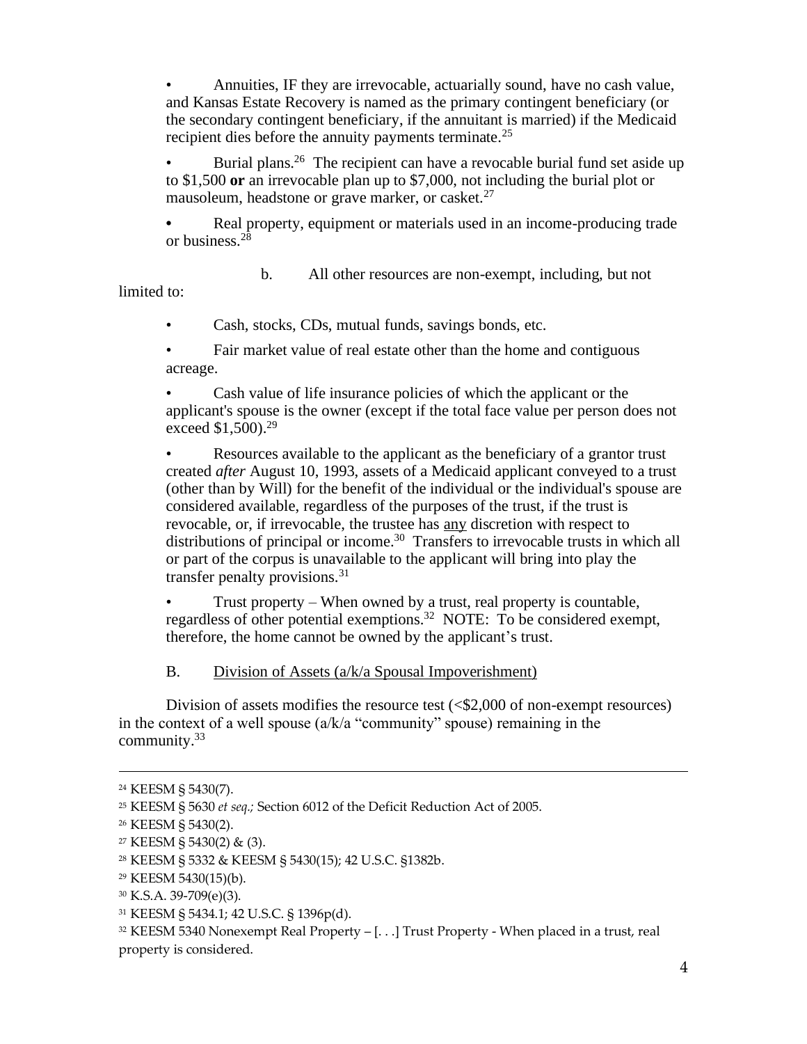- Annuities, IF they are irrevocable, actuarially sound, have no cash value, and Kansas Estate Recovery is named as the primary contingent beneficiary (or the secondary contingent beneficiary, if the annuitant is married) if the Medicaid recipient dies before the annuity payments terminate.[25]

- Burial plans.[26] The recipient can have a revocable burial fund set aside up to $1,500 **or** an irrevocable plan up to $7,000, not including the burial plot or mausoleum, headstone or grave marker, or casket.[27]

- Real property, equipment or materials used in an income-producing trade or business.[28]

b. All other resources are non-exempt, including, but not limited to:

- Cash, stocks, CDs, mutual funds, savings bonds, etc.

- Fair market value of real estate other than the home and contiguous acreage.

- Cash value of life insurance policies of which the applicant or the applicant's spouse is the owner (except if the total face value per person does not exceed $1,500).[29]

- Resources available to the applicant as the beneficiary of a grantor trust created *after* August 10, 1993, assets of a Medicaid applicant conveyed to a trust (other than by Will) for the benefit of the individual or the individual's spouse are considered available, regardless of the purposes of the trust, if the trust is revocable, or, if irrevocable, the trustee has <u>any</u> discretion with respect to distributions of principal or income.[30] Transfers to irrevocable trusts in which all or part of the corpus is unavailable to the applicant will bring into play the transfer penalty provisions.[31]

- Trust property – When owned by a trust, real property is countable, regardless of other potential exemptions.[32] NOTE: To be considered exempt, therefore, the home cannot be owned by the applicant's trust.

B. <u>Division of Assets (a/k/a Spousal Impoverishment)</u>

Division of assets modifies the resource test (<$2,000 of non-exempt resources) in the context of a well spouse (a/k/a "community" spouse) remaining in the community.[33]

---

[24] KEESM § 5430(7).

[25] KEESM § 5630 *et seq.;* Section 6012 of the Deficit Reduction Act of 2005.

[26] KEESM § 5430(2).

[27] KEESM § 5430(2) & (3).

[28] KEESM § 5332 & KEESM § 5430(15); 42 U.S.C. §1382b.

[29] KEESM 5430(15)(b).

[30] K.S.A. 39-709(e)(3).

[31] KEESM § 5434.1; 42 U.S.C. § 1396p(d).

[32] KEESM 5340 Nonexempt Real Property – [. . .] Trust Property - When placed in a trust, real property is considered.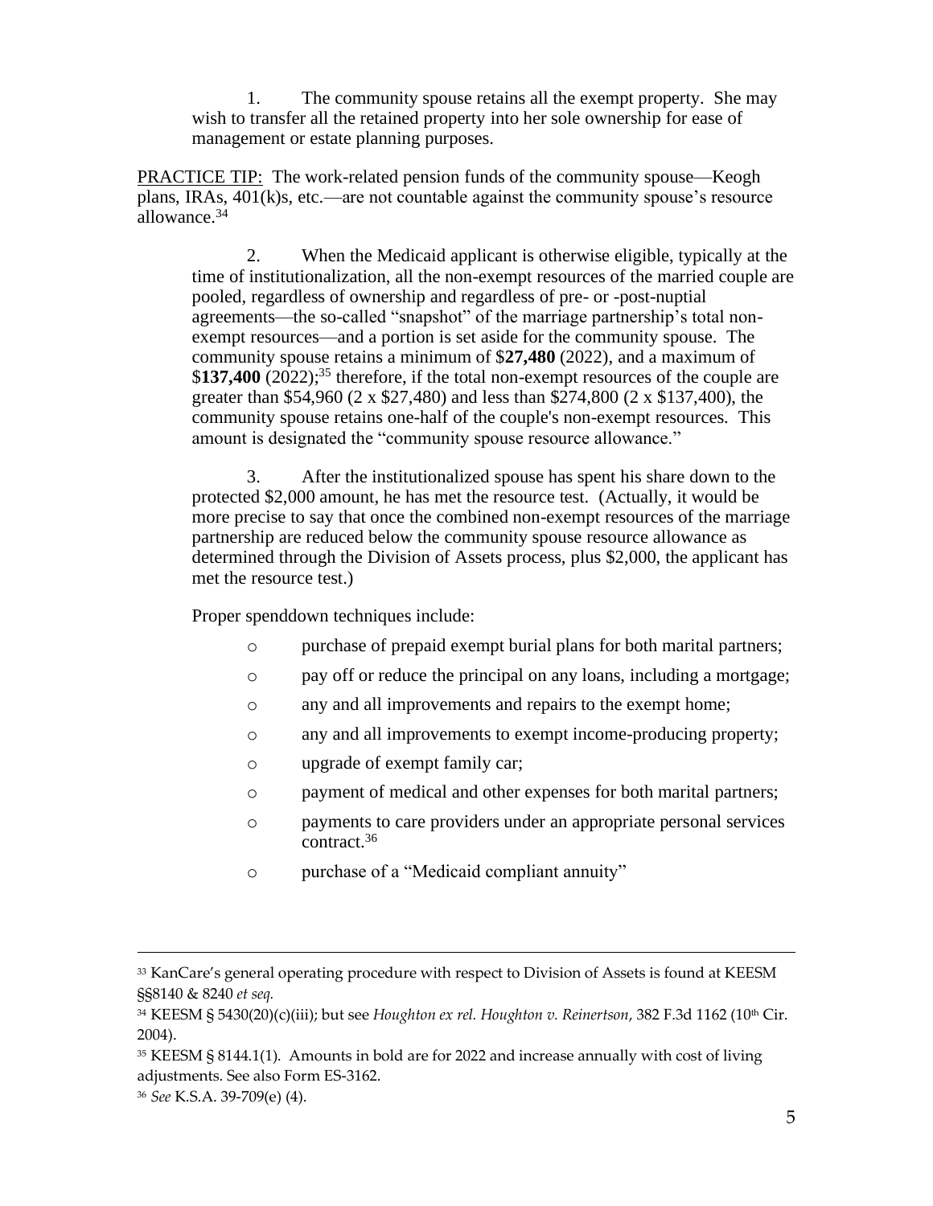1. The community spouse retains all the exempt property. She may wish to transfer all the retained property into her sole ownership for ease of management or estate planning purposes.

PRACTICE TIP: The work-related pension funds of the community spouse—Keogh plans, IRAs, 401(k)s, etc.—are not countable against the community spouse's resource allowance.[34]

2. When the Medicaid applicant is otherwise eligible, typically at the time of institutionalization, all the non-exempt resources of the married couple are pooled, regardless of ownership and regardless of pre- or -post-nuptial agreements—the so-called "snapshot" of the marriage partnership's total non-exempt resources—and a portion is set aside for the community spouse. The community spouse retains a minimum of $**27,480** (2022), and a maximum of $**137,400** (2022);[35] therefore, if the total non-exempt resources of the couple are greater than $54,960 (2 x $27,480) and less than $274,800 (2 x $137,400), the community spouse retains one-half of the couple's non-exempt resources. This amount is designated the "community spouse resource allowance."

3. After the institutionalized spouse has spent his share down to the protected $2,000 amount, he has met the resource test. (Actually, it would be more precise to say that once the combined non-exempt resources of the marriage partnership are reduced below the community spouse resource allowance as determined through the Division of Assets process, plus $2,000, the applicant has met the resource test.)

Proper spenddown techniques include:

- purchase of prepaid exempt burial plans for both marital partners;
- pay off or reduce the principal on any loans, including a mortgage;
- any and all improvements and repairs to the exempt home;
- any and all improvements to exempt income-producing property;
- upgrade of exempt family car;
- payment of medical and other expenses for both marital partners;
- payments to care providers under an appropriate personal services contract.[36]
- purchase of a "Medicaid compliant annuity"

---

[33] KanCare's general operating procedure with respect to Division of Assets is found at KEESM §§8140 & 8240 *et seq.*

[34] KEESM § 5430(20)(c)(iii); but see *Houghton ex rel. Houghton v. Reinertson*, 382 F.3d 1162 (10th Cir. 2004).

[35] KEESM § 8144.1(1). Amounts in bold are for 2022 and increase annually with cost of living adjustments. See also Form ES-3162.

[36] *See* K.S.A. 39-709(e) (4).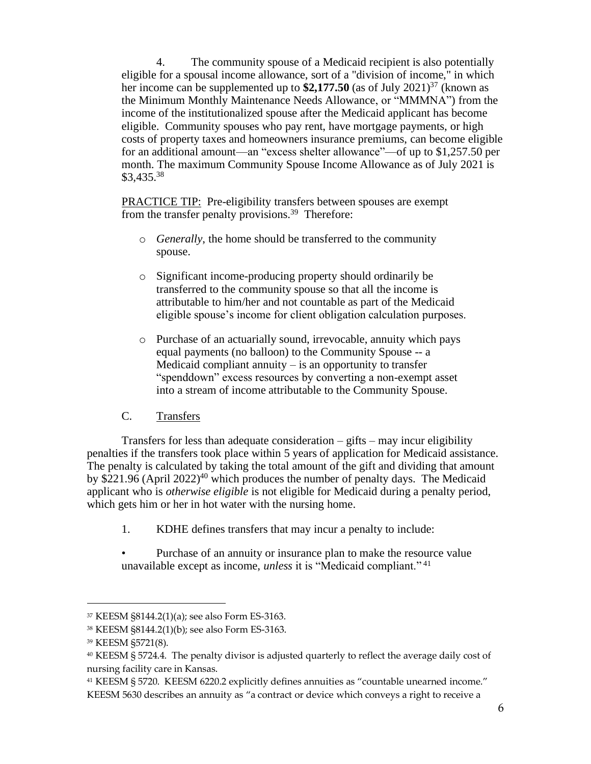4. The community spouse of a Medicaid recipient is also potentially eligible for a spousal income allowance, sort of a "division of income," in which her income can be supplemented up to **$2,177.50** (as of July 2021)[37] (known as the Minimum Monthly Maintenance Needs Allowance, or "MMMNA") from the income of the institutionalized spouse after the Medicaid applicant has become eligible. Community spouses who pay rent, have mortgage payments, or high costs of property taxes and homeowners insurance premiums, can become eligible for an additional amount—an "excess shelter allowance"—of up to $1,257.50 per month. The maximum Community Spouse Income Allowance as of July 2021 is $3,435.[38]

<u>PRACTICE TIP:</u> Pre-eligibility transfers between spouses are exempt from the transfer penalty provisions.[39] Therefore:

- *Generally*, the home should be transferred to the community spouse.
- Significant income-producing property should ordinarily be transferred to the community spouse so that all the income is attributable to him/her and not countable as part of the Medicaid eligible spouse's income for client obligation calculation purposes.
- Purchase of an actuarially sound, irrevocable, annuity which pays equal payments (no balloon) to the Community Spouse -- a Medicaid compliant annuity – is an opportunity to transfer "spenddown" excess resources by converting a non-exempt asset into a stream of income attributable to the Community Spouse.

### C. <u>Transfers</u>

Transfers for less than adequate consideration – gifts – may incur eligibility penalties if the transfers took place within 5 years of application for Medicaid assistance. The penalty is calculated by taking the total amount of the gift and dividing that amount by $221.96 (April 2022)[40] which produces the number of penalty days. The Medicaid applicant who is *otherwise eligible* is not eligible for Medicaid during a penalty period, which gets him or her in hot water with the nursing home.

1. KDHE defines transfers that may incur a penalty to include:

- Purchase of an annuity or insurance plan to make the resource value unavailable except as income, *unless* it is "Medicaid compliant."[41]

---

[37] KEESM §8144.2(1)(a); see also Form ES-3163.

[38] KEESM §8144.2(1)(b); see also Form ES-3163.

[39] KEESM §5721(8).

[40] KEESM § 5724.4. The penalty divisor is adjusted quarterly to reflect the average daily cost of nursing facility care in Kansas.

[41] KEESM § 5720. KEESM 6220.2 explicitly defines annuities as "countable unearned income." KEESM 5630 describes an annuity as "a contract or device which conveys a right to receive a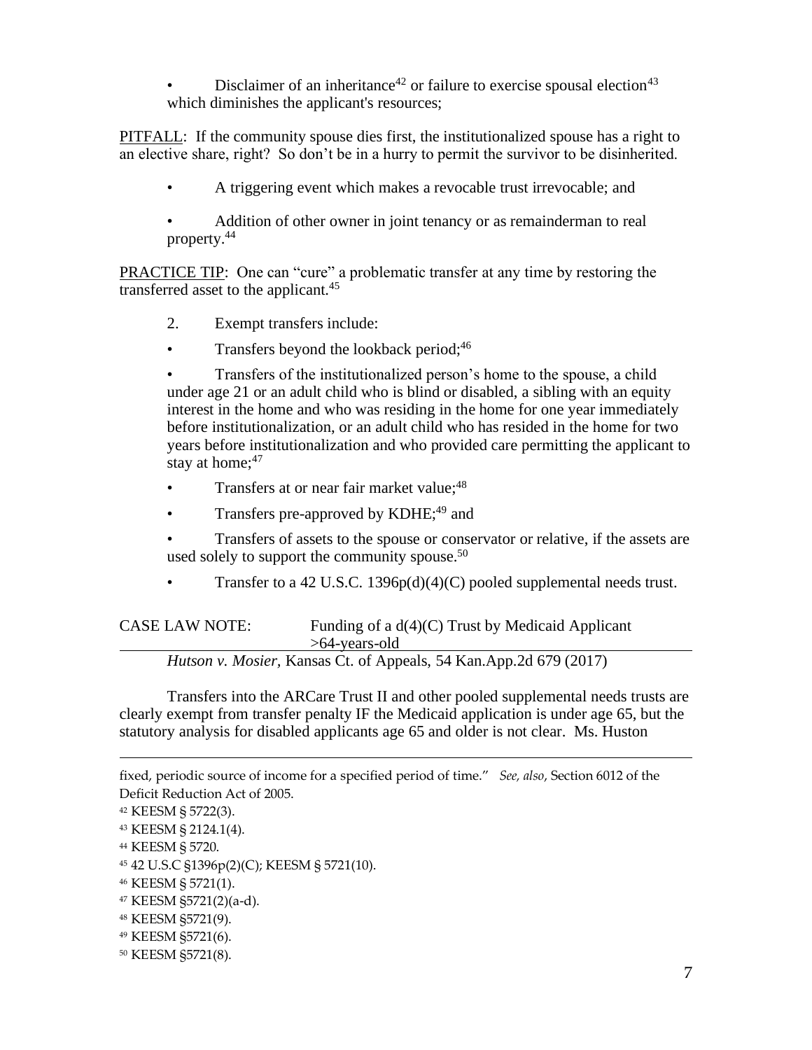- Disclaimer of an inheritance[42] or failure to exercise spousal election[43] which diminishes the applicant's resources;

PITFALL: If the community spouse dies first, the institutionalized spouse has a right to an elective share, right? So don't be in a hurry to permit the survivor to be disinherited.

- A triggering event which makes a revocable trust irrevocable; and
- Addition of other owner in joint tenancy or as remainderman to real property.[44]

PRACTICE TIP: One can "cure" a problematic transfer at any time by restoring the transferred asset to the applicant.[45]

2. Exempt transfers include:

- Transfers beyond the lookback period;[46]
- Transfers of the institutionalized person's home to the spouse, a child under age 21 or an adult child who is blind or disabled, a sibling with an equity interest in the home and who was residing in the home for one year immediately before institutionalization, or an adult child who has resided in the home for two years before institutionalization and who provided care permitting the applicant to stay at home;[47]
- Transfers at or near fair market value;[48]
- Transfers pre-approved by KDHE;[49] and
- Transfers of assets to the spouse or conservator or relative, if the assets are used solely to support the community spouse.[50]
- Transfer to a 42 U.S.C. 1396p(d)(4)(C) pooled supplemental needs trust.

CASE LAW NOTE: Funding of a d(4)(C) Trust by Medicaid Applicant >64-years-old

*Hutson v. Mosier*, Kansas Ct. of Appeals, 54 Kan.App.2d 679 (2017)

Transfers into the ARCare Trust II and other pooled supplemental needs trusts are clearly exempt from transfer penalty IF the Medicaid application is under age 65, but the statutory analysis for disabled applicants age 65 and older is not clear. Ms. Huston

---

fixed, periodic source of income for a specified period of time." *See, also*, Section 6012 of the Deficit Reduction Act of 2005.

[42] KEESM § 5722(3).

[43] KEESM § 2124.1(4).

[44] KEESM § 5720.

[45] 42 U.S.C §1396p(2)(C); KEESM § 5721(10).

[46] KEESM § 5721(1).

[47] KEESM §5721(2)(a-d).

[48] KEESM §5721(9).

[49] KEESM §5721(6).

[50] KEESM §5721(8).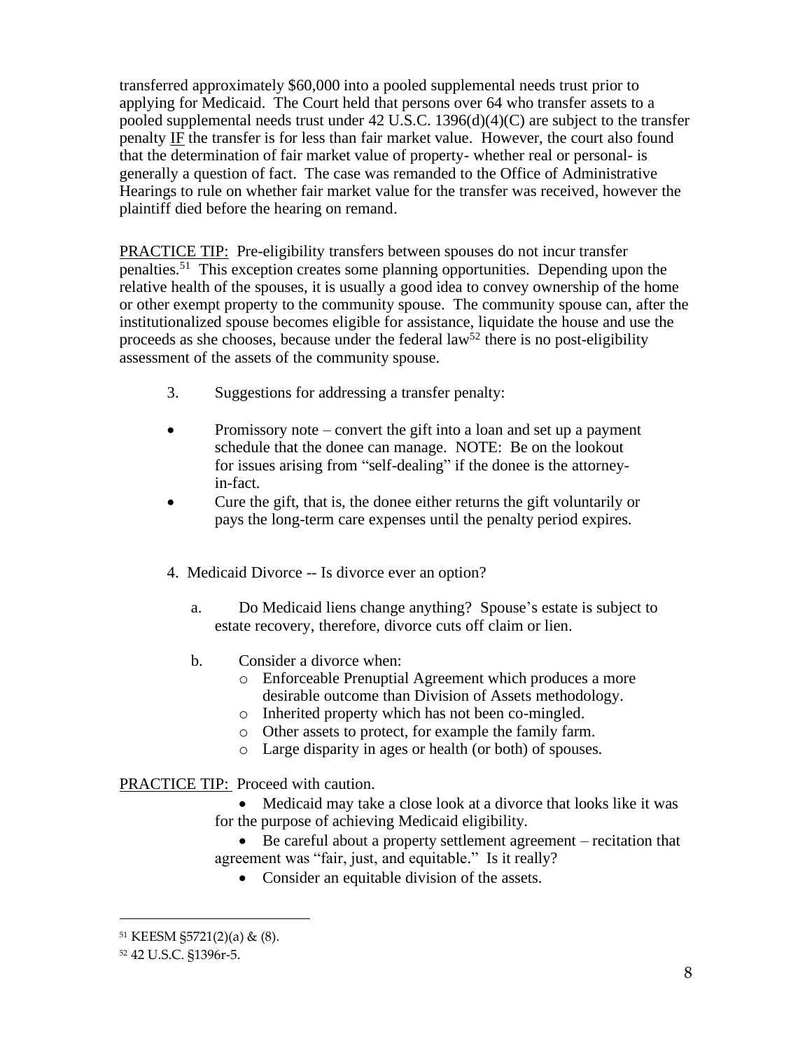transferred approximately $60,000 into a pooled supplemental needs trust prior to applying for Medicaid. The Court held that persons over 64 who transfer assets to a pooled supplemental needs trust under 42 U.S.C. 1396(d)(4)(C) are subject to the transfer penalty IF the transfer is for less than fair market value. However, the court also found that the determination of fair market value of property- whether real or personal- is generally a question of fact. The case was remanded to the Office of Administrative Hearings to rule on whether fair market value for the transfer was received, however the plaintiff died before the hearing on remand.

PRACTICE TIP: Pre-eligibility transfers between spouses do not incur transfer penalties.[51] This exception creates some planning opportunities. Depending upon the relative health of the spouses, it is usually a good idea to convey ownership of the home or other exempt property to the community spouse. The community spouse can, after the institutionalized spouse becomes eligible for assistance, liquidate the house and use the proceeds as she chooses, because under the federal law[52] there is no post-eligibility assessment of the assets of the community spouse.

3. Suggestions for addressing a transfer penalty:

- Promissory note – convert the gift into a loan and set up a payment schedule that the donee can manage. NOTE: Be on the lookout for issues arising from "self-dealing" if the donee is the attorney-in-fact.
- Cure the gift, that is, the donee either returns the gift voluntarily or pays the long-term care expenses until the penalty period expires.

4. Medicaid Divorce -- Is divorce ever an option?

   a. Do Medicaid liens change anything? Spouse's estate is subject to estate recovery, therefore, divorce cuts off claim or lien.

   b. Consider a divorce when:
      - Enforceable Prenuptial Agreement which produces a more desirable outcome than Division of Assets methodology.
      - Inherited property which has not been co-mingled.
      - Other assets to protect, for example the family farm.
      - Large disparity in ages or health (or both) of spouses.

PRACTICE TIP: Proceed with caution.

- Medicaid may take a close look at a divorce that looks like it was for the purpose of achieving Medicaid eligibility.
- Be careful about a property settlement agreement – recitation that agreement was "fair, just, and equitable." Is it really?
- Consider an equitable division of the assets.

---

[51] KEESM §5721(2)(a) & (8).

[52] 42 U.S.C. §1396r-5.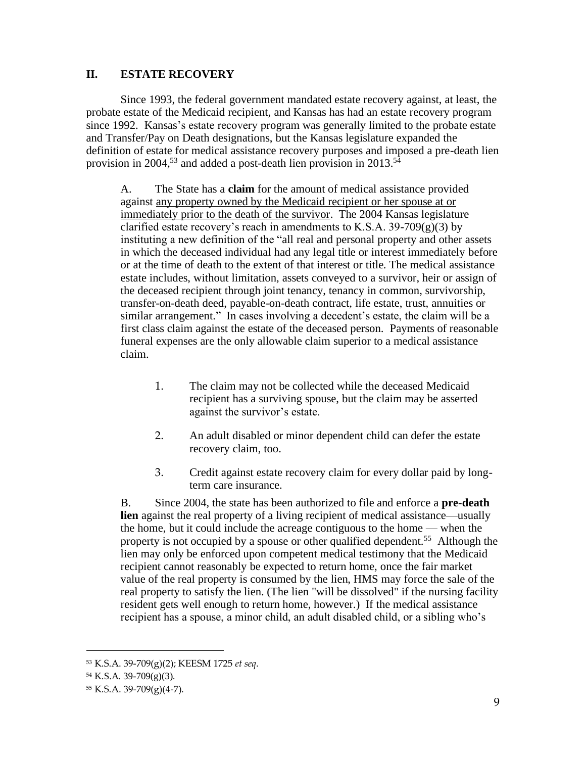## II. ESTATE RECOVERY

Since 1993, the federal government mandated estate recovery against, at least, the probate estate of the Medicaid recipient, and Kansas has had an estate recovery program since 1992. Kansas's estate recovery program was generally limited to the probate estate and Transfer/Pay on Death designations, but the Kansas legislature expanded the definition of estate for medical assistance recovery purposes and imposed a pre-death lien provision in 2004,[53] and added a post-death lien provision in 2013.[54]

A. The State has a **claim** for the amount of medical assistance provided against <u>any property owned by the Medicaid recipient or her spouse at or immediately prior to the death of the survivor</u>. The 2004 Kansas legislature clarified estate recovery's reach in amendments to K.S.A. 39-709(g)(3) by instituting a new definition of the "all real and personal property and other assets in which the deceased individual had any legal title or interest immediately before or at the time of death to the extent of that interest or title. The medical assistance estate includes, without limitation, assets conveyed to a survivor, heir or assign of the deceased recipient through joint tenancy, tenancy in common, survivorship, transfer-on-death deed, payable-on-death contract, life estate, trust, annuities or similar arrangement." In cases involving a decedent's estate, the claim will be a first class claim against the estate of the deceased person. Payments of reasonable funeral expenses are the only allowable claim superior to a medical assistance claim.

1. The claim may not be collected while the deceased Medicaid recipient has a surviving spouse, but the claim may be asserted against the survivor's estate.

2. An adult disabled or minor dependent child can defer the estate recovery claim, too.

3. Credit against estate recovery claim for every dollar paid by long-term care insurance.

B. Since 2004, the state has been authorized to file and enforce a **pre-death lien** against the real property of a living recipient of medical assistance—usually the home, but it could include the acreage contiguous to the home — when the property is not occupied by a spouse or other qualified dependent.[55] Although the lien may only be enforced upon competent medical testimony that the Medicaid recipient cannot reasonably be expected to return home, once the fair market value of the real property is consumed by the lien, HMS may force the sale of the real property to satisfy the lien. (The lien "will be dissolved" if the nursing facility resident gets well enough to return home, however.) If the medical assistance recipient has a spouse, a minor child, an adult disabled child, or a sibling who's

---

[53] K.S.A. 39-709(g)(2); KEESM 1725 *et seq*.

[54] K.S.A. 39-709(g)(3).

[55] K.S.A. 39-709(g)(4-7).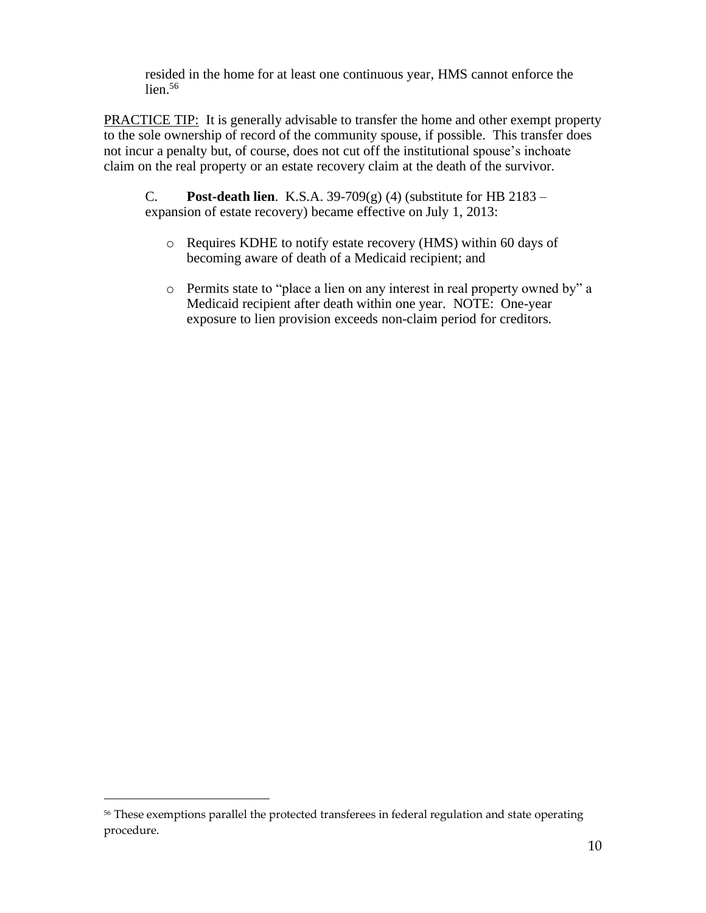resided in the home for at least one continuous year, HMS cannot enforce the lien.[56]

PRACTICE TIP: It is generally advisable to transfer the home and other exempt property to the sole ownership of record of the community spouse, if possible. This transfer does not incur a penalty but, of course, does not cut off the institutional spouse's inchoate claim on the real property or an estate recovery claim at the death of the survivor.

C. **Post-death lien**. K.S.A. 39-709(g) (4) (substitute for HB 2183 – expansion of estate recovery) became effective on July 1, 2013:

- Requires KDHE to notify estate recovery (HMS) within 60 days of becoming aware of death of a Medicaid recipient; and
- Permits state to "place a lien on any interest in real property owned by" a Medicaid recipient after death within one year. NOTE: One-year exposure to lien provision exceeds non-claim period for creditors.

[56] These exemptions parallel the protected transferees in federal regulation and state operating procedure.